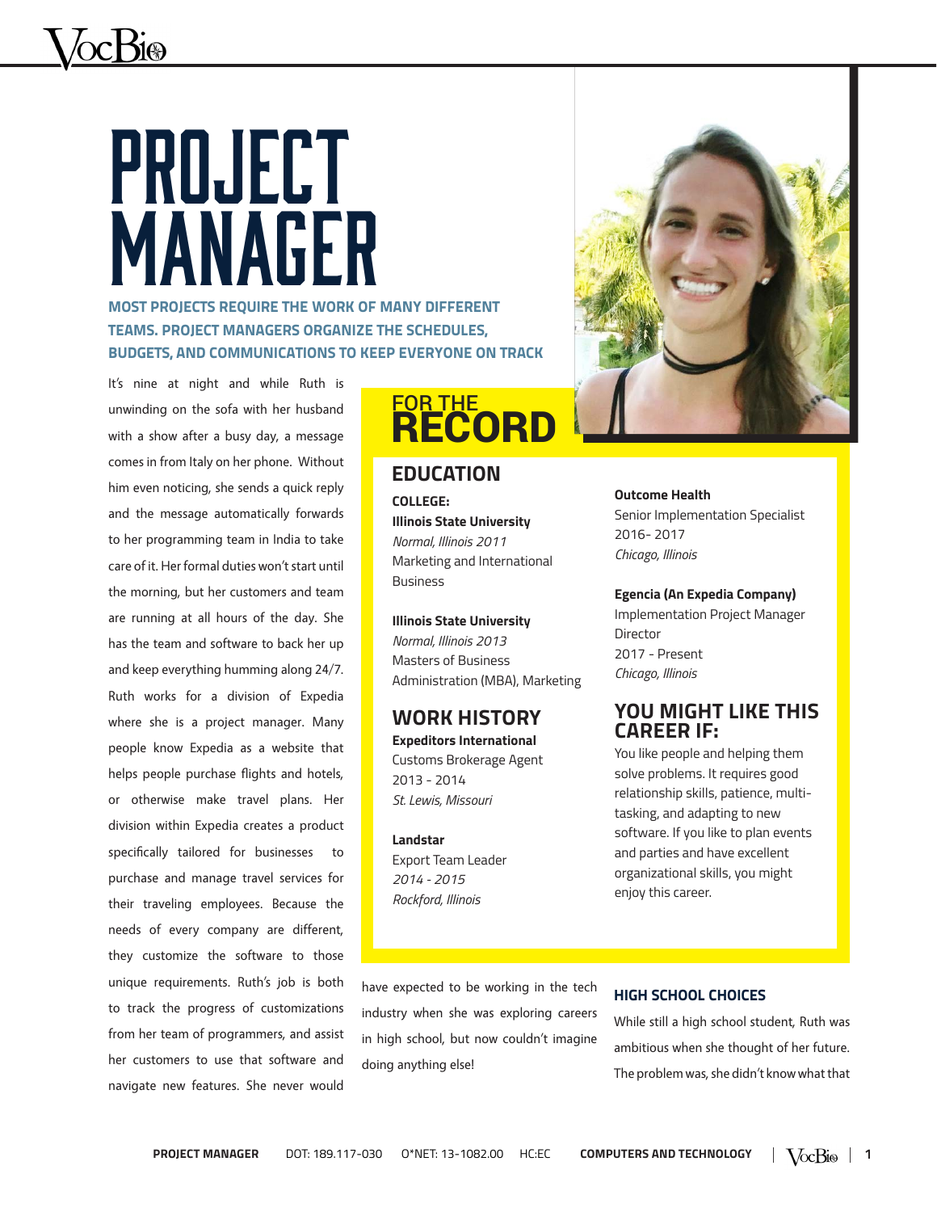# PROJECT MANAGER

**MOST PROJECTS REQUIRE THE WORK OF MANY DIFFERENT TEAMS. PROJECT MANAGERS ORGANIZE THE SCHEDULES, BUDGETS, AND COMMUNICATIONS TO KEEP EVERYONE ON TRACK**

It's nine at night and while Ruth is unwinding on the sofa with her husband with a show after a busy day, a message comes in from Italy on her phone. Without him even noticing, she sends a quick reply and the message automatically forwards to her programming team in India to take care of it. Her formal duties won't start until the morning, but her customers and team are running at all hours of the day. She has the team and software to back her up and keep everything humming along 24/7. Ruth works for a division of Expedia where she is a project manager. Many people know Expedia as a website that helps people purchase flights and hotels, or otherwise make travel plans. Her division within Expedia creates a product specifically tailored for businesses to purchase and manage travel services for their traveling employees. Because the needs of every company are different, they customize the software to those unique requirements. Ruth's job is both to track the progress of customizations from her team of programmers, and assist her customers to use that software and navigate new features. She never would have expected to be working in the tech industry when she was exploring careers in high school, but now couldn't imagine doing anything else!

## FOR THE RECORD

### EDUCATION

**COLLEGE:**
**Illinois State University**
*Normal, Illinois 2011*
Marketing and International Business

**Illinois State University**
*Normal, Illinois 2013*
Masters of Business Administration (MBA), Marketing

### WORK HISTORY

**Expeditors International**
Customs Brokerage Agent
2013 - 2014
*St. Lewis, Missouri*

**Landstar**
Export Team Leader
*2014 - 2015*
*Rockford, Illinois*

**Outcome Health**
Senior Implementation Specialist
2016- 2017
*Chicago, Illinois*

**Egencia (An Expedia Company)**
Implementation Project Manager Director
2017 - Present
*Chicago, Illinois*

### YOU MIGHT LIKE THIS CAREER IF:

You like people and helping them solve problems. It requires good relationship skills, patience, multi-tasking, and adapting to new software. If you like to plan events and parties and have excellent organizational skills, you might enjoy this career.

## HIGH SCHOOL CHOICES

While still a high school student, Ruth was ambitious when she thought of her future. The problem was, she didn't know what that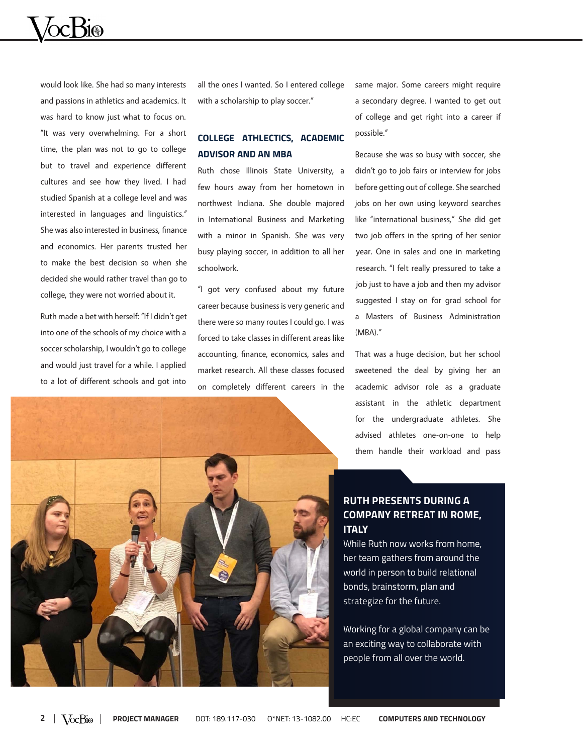would look like. She had so many interests and passions in athletics and academics. It was hard to know just what to focus on. "It was very overwhelming. For a short time, the plan was not to go to college but to travel and experience different cultures and see how they lived. I had studied Spanish at a college level and was interested in languages and linguistics." She was also interested in business, finance and economics. Her parents trusted her to make the best decision so when she decided she would rather travel than go to college, they were not worried about it.

Ruth made a bet with herself: "If I didn't get into one of the schools of my choice with a soccer scholarship, I wouldn't go to college and would just travel for a while. I applied to a lot of different schools and got into all the ones I wanted. So I entered college with a scholarship to play soccer."

## COLLEGE ATHLECTICS, ACADEMIC ADVISOR AND AN MBA

Ruth chose Illinois State University, a few hours away from her hometown in northwest Indiana. She double majored in International Business and Marketing with a minor in Spanish. She was very busy playing soccer, in addition to all her schoolwork.

"I got very confused about my future career because business is very generic and there were so many routes I could go. I was forced to take classes in different areas like accounting, finance, economics, sales and market research. All these classes focused on completely different careers in the same major. Some careers might require a secondary degree. I wanted to get out of college and get right into a career if possible."

Because she was so busy with soccer, she didn't go to job fairs or interview for jobs before getting out of college. She searched jobs on her own using keyword searches like "international business," She did get two job offers in the spring of her senior year. One in sales and one in marketing research. "I felt really pressured to take a job just to have a job and then my advisor suggested I stay on for grad school for a Masters of Business Administration (MBA)."

That was a huge decision, but her school sweetened the deal by giving her an academic advisor role as a graduate assistant in the athletic department for the undergraduate athletes. She advised athletes one-on-one to help them handle their workload and pass

### RUTH PRESENTS DURING A COMPANY RETREAT IN ROME, ITALY

While Ruth now works from home, her team gathers from around the world in person to build relational bonds, brainstorm, plan and strategize for the future.

Working for a global company can be an exciting way to collaborate with people from all over the world.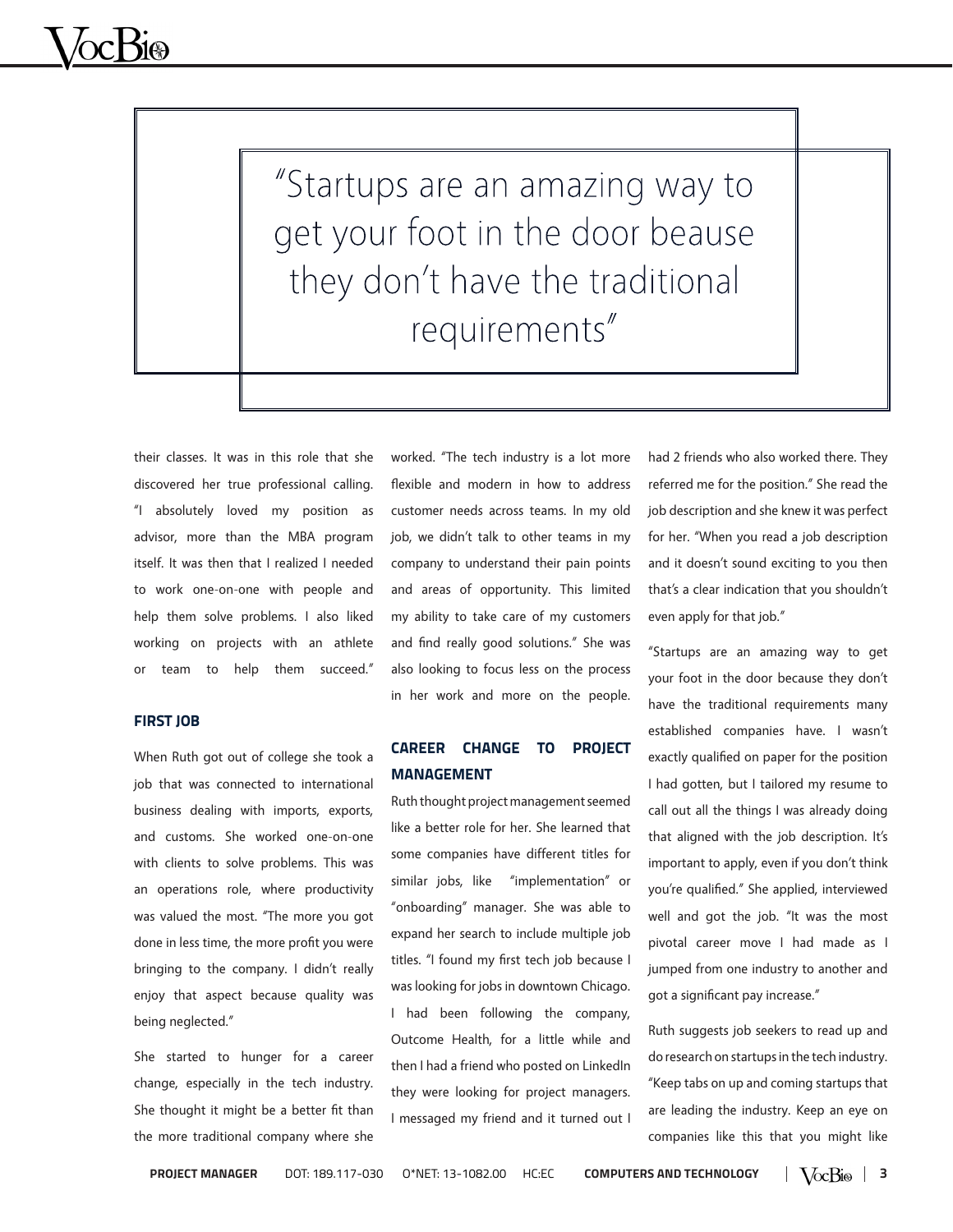> "Startups are an amazing way to get your foot in the door beause they don't have the traditional requirements"

their classes. It was in this role that she discovered her true professional calling. "I absolutely loved my position as advisor, more than the MBA program itself. It was then that I realized I needed to work one-on-one with people and help them solve problems. I also liked working on projects with an athlete or team to help them succeed."

## FIRST JOB

When Ruth got out of college she took a job that was connected to international business dealing with imports, exports, and customs. She worked one-on-one with clients to solve problems. This was an operations role, where productivity was valued the most. "The more you got done in less time, the more profit you were bringing to the company. I didn't really enjoy that aspect because quality was being neglected."

She started to hunger for a career change, especially in the tech industry. She thought it might be a better fit than the more traditional company where she worked. "The tech industry is a lot more flexible and modern in how to address customer needs across teams. In my old job, we didn't talk to other teams in my company to understand their pain points and areas of opportunity. This limited my ability to take care of my customers and find really good solutions." She was also looking to focus less on the process in her work and more on the people.

## CAREER CHANGE TO PROJECT MANAGEMENT

Ruth thought project management seemed like a better role for her. She learned that some companies have different titles for similar jobs, like "implementation" or "onboarding" manager. She was able to expand her search to include multiple job titles. "I found my first tech job because I was looking for jobs in downtown Chicago. I had been following the company, Outcome Health, for a little while and then I had a friend who posted on LinkedIn they were looking for project managers. I messaged my friend and it turned out I had 2 friends who also worked there. They referred me for the position." She read the job description and she knew it was perfect for her. "When you read a job description and it doesn't sound exciting to you then that's a clear indication that you shouldn't even apply for that job."

"Startups are an amazing way to get your foot in the door because they don't have the traditional requirements many established companies have. I wasn't exactly qualified on paper for the position I had gotten, but I tailored my resume to call out all the things I was already doing that aligned with the job description. It's important to apply, even if you don't think you're qualified." She applied, interviewed well and got the job. "It was the most pivotal career move I had made as I jumped from one industry to another and got a significant pay increase."

Ruth suggests job seekers to read up and do research on startups in the tech industry. "Keep tabs on up and coming startups that are leading the industry. Keep an eye on companies like this that you might like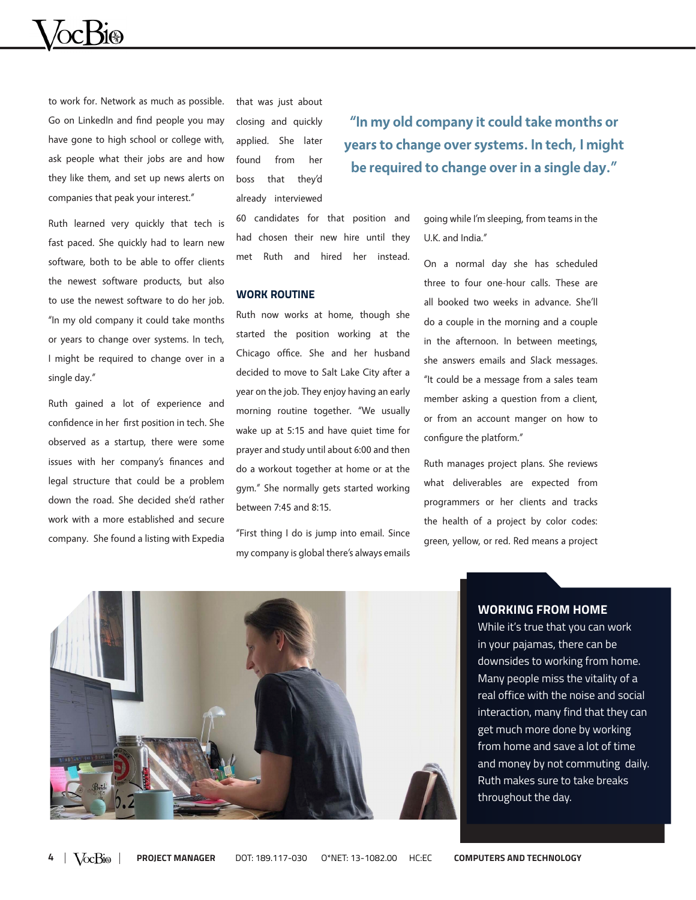to work for. Network as much as possible. Go on LinkedIn and find people you may have gone to high school or college with, ask people what their jobs are and how they like them, and set up news alerts on companies that peak your interest."

Ruth learned very quickly that tech is fast paced. She quickly had to learn new software, both to be able to offer clients the newest software products, but also to use the newest software to do her job. "In my old company it could take months or years to change over systems. In tech, I might be required to change over in a single day."

Ruth gained a lot of experience and confidence in her first position in tech. She observed as a startup, there were some issues with her company's finances and legal structure that could be a problem down the road. She decided she'd rather work with a more established and secure company. She found a listing with Expedia that was just about closing and quickly applied. She later found from her boss that they'd already interviewed 60 candidates for that position and had chosen their new hire until they met Ruth and hired her instead.

> **"In my old company it could take months or years to change over systems. In tech, I might be required to change over in a single day."**

## WORK ROUTINE

Ruth now works at home, though she started the position working at the Chicago office. She and her husband decided to move to Salt Lake City after a year on the job. They enjoy having an early morning routine together. "We usually wake up at 5:15 and have quiet time for prayer and study until about 6:00 and then do a workout together at home or at the gym." She normally gets started working between 7:45 and 8:15.

"First thing I do is jump into email. Since my company is global there's always emails going while I'm sleeping, from teams in the U.K. and India."

On a normal day she has scheduled three to four one-hour calls. These are all booked two weeks in advance. She'll do a couple in the morning and a couple in the afternoon. In between meetings, she answers emails and Slack messages. "It could be a message from a sales team member asking a question from a client, or from an account manger on how to configure the platform."

Ruth manages project plans. She reviews what deliverables are expected from programmers or her clients and tracks the health of a project by color codes: green, yellow, or red. Red means a project

### WORKING FROM HOME

While it's true that you can work in your pajamas, there can be downsides to working from home. Many people miss the vitality of a real office with the noise and social interaction, many find that they can get much more done by working from home and save a lot of time and money by not commuting daily. Ruth makes sure to take breaks throughout the day.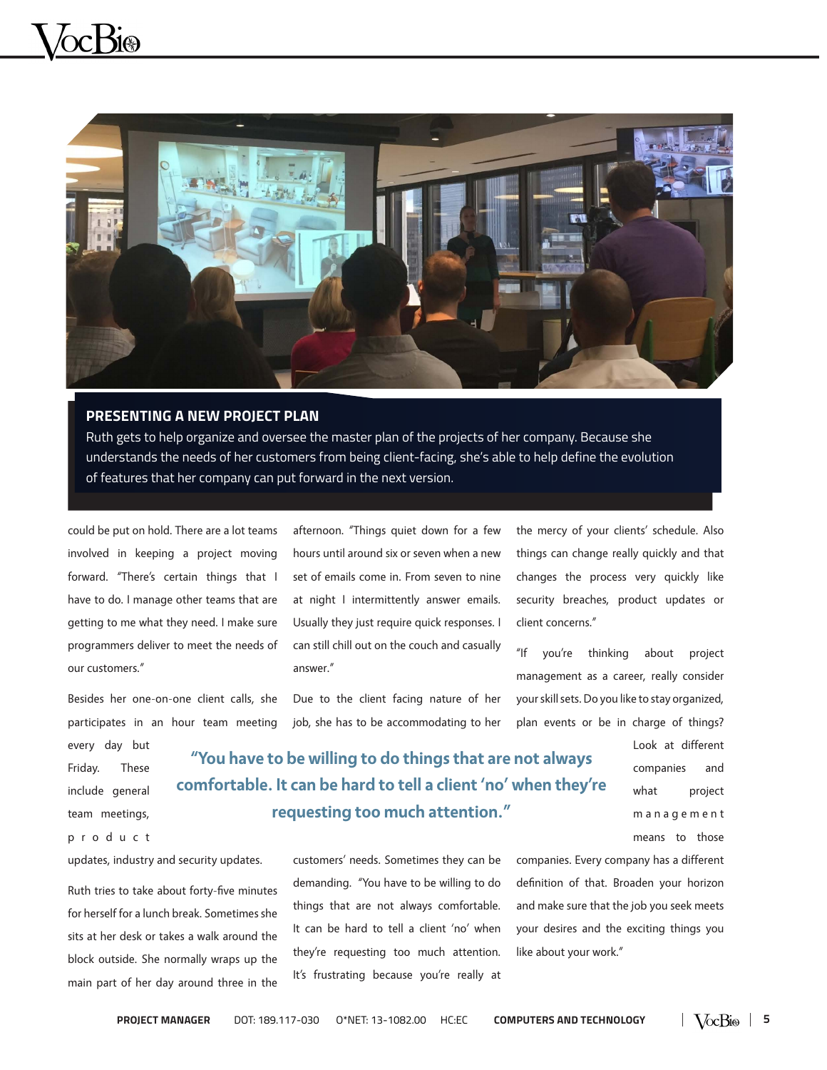**PRESENTING A NEW PROJECT PLAN**

Ruth gets to help organize and oversee the master plan of the projects of her company. Because she understands the needs of her customers from being client-facing, she's able to help define the evolution of features that her company can put forward in the next version.

could be put on hold. There are a lot teams involved in keeping a project moving forward. "There's certain things that I have to do. I manage other teams that are getting to me what they need. I make sure programmers deliver to meet the needs of our customers."

Besides her one-on-one client calls, she participates in an hour team meeting every day but Friday. These include general team meetings, product updates, industry and security updates.

Ruth tries to take about forty-five minutes for herself for a lunch break. Sometimes she sits at her desk or takes a walk around the block outside. She normally wraps up the main part of her day around three in the afternoon. "Things quiet down for a few hours until around six or seven when a new set of emails come in. From seven to nine at night I intermittently answer emails. Usually they just require quick responses. I can still chill out on the couch and casually answer."

Due to the client facing nature of her job, she has to be accommodating to her customers' needs. Sometimes they can be demanding. "You have to be willing to do things that are not always comfortable. It can be hard to tell a client 'no' when they're requesting too much attention. It's frustrating because you're really at the mercy of your clients' schedule. Also things can change really quickly and that changes the process very quickly like security breaches, product updates or client concerns."

> **"You have to be willing to do things that are not always comfortable. It can be hard to tell a client 'no' when they're requesting too much attention."**

"If you're thinking about project management as a career, really consider your skill sets. Do you like to stay organized, plan events or be in charge of things? Look at different companies and what project management means to those companies. Every company has a different definition of that. Broaden your horizon and make sure that the job you seek meets your desires and the exciting things you like about your work."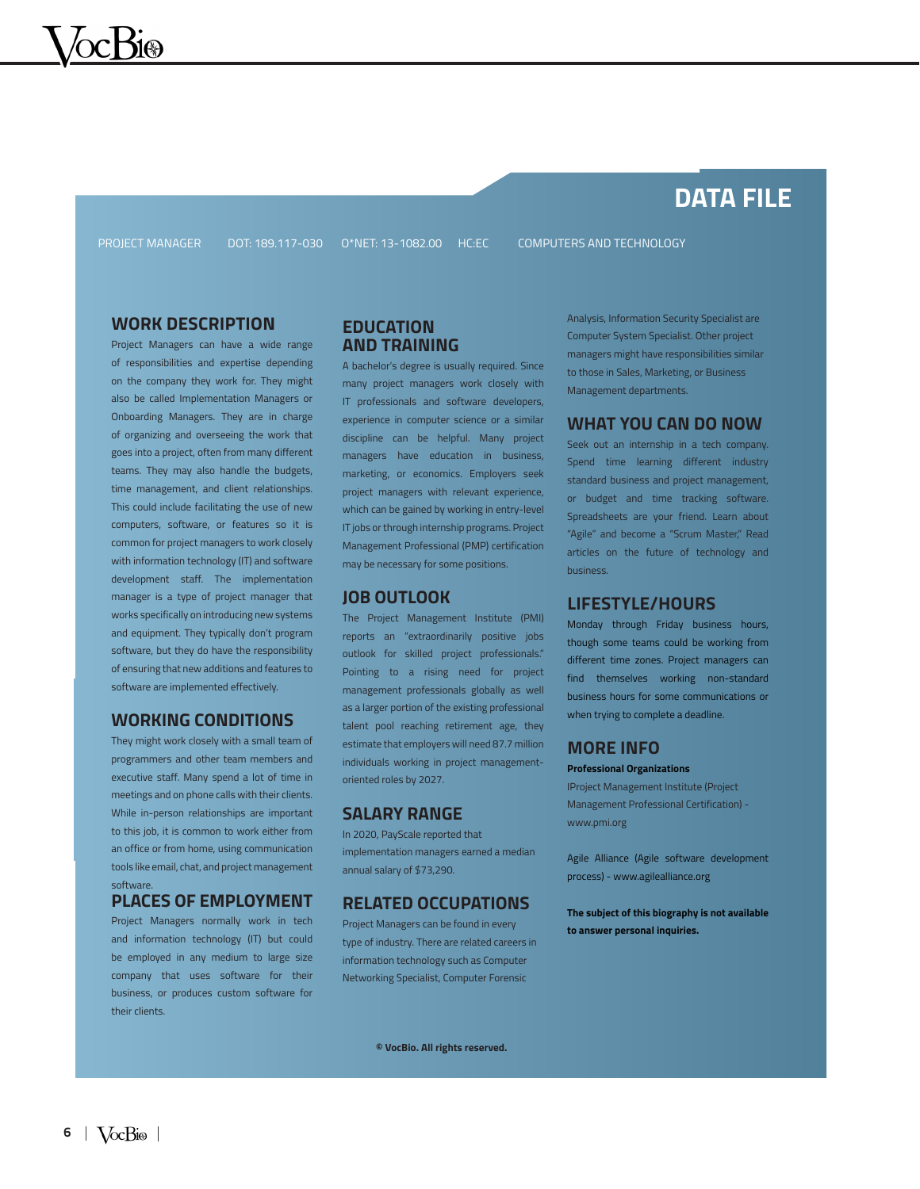# DATA FILE

PROJECT MANAGER DOT: 189.117-030 O*NET: 13-1082.00 HC:EC COMPUTERS AND TECHNOLOGY

## WORK DESCRIPTION

Project Managers can have a wide range of responsibilities and expertise depending on the company they work for. They might also be called Implementation Managers or Onboarding Managers. They are in charge of organizing and overseeing the work that goes into a project, often from many different teams. They may also handle the budgets, time management, and client relationships. This could include facilitating the use of new computers, software, or features so it is common for project managers to work closely with information technology (IT) and software development staff. The implementation manager is a type of project manager that works specifically on introducing new systems and equipment. They typically don't program software, but they do have the responsibility of ensuring that new additions and features to software are implemented effectively.

## WORKING CONDITIONS

They might work closely with a small team of programmers and other team members and executive staff. Many spend a lot of time in meetings and on phone calls with their clients. While in-person relationships are important to this job, it is common to work either from an office or from home, using communication tools like email, chat, and project management software.

## PLACES OF EMPLOYMENT

Project Managers normally work in tech and information technology (IT) but could be employed in any medium to large size company that uses software for their business, or produces custom software for their clients.

## EDUCATION AND TRAINING

A bachelor's degree is usually required. Since many project managers work closely with IT professionals and software developers, experience in computer science or a similar discipline can be helpful. Many project managers have education in business, marketing, or economics. Employers seek project managers with relevant experience, which can be gained by working in entry-level IT jobs or through internship programs. Project Management Professional (PMP) certification may be necessary for some positions.

## JOB OUTLOOK

The Project Management Institute (PMI) reports an "extraordinarily positive jobs outlook for skilled project professionals." Pointing to a rising need for project management professionals globally as well as a larger portion of the existing professional talent pool reaching retirement age, they estimate that employers will need 87.7 million individuals working in project management-oriented roles by 2027.

## SALARY RANGE

In 2020, PayScale reported that implementation managers earned a median annual salary of $73,290.

## RELATED OCCUPATIONS

Project Managers can be found in every type of industry. There are related careers in information technology such as Computer Networking Specialist, Computer Forensic Analysis, Information Security Specialist are Computer System Specialist. Other project managers might have responsibilities similar to those in Sales, Marketing, or Business Management departments.

## WHAT YOU CAN DO NOW

Seek out an internship in a tech company. Spend time learning different industry standard business and project management, or budget and time tracking software. Spreadsheets are your friend. Learn about "Agile" and become a "Scrum Master," Read articles on the future of technology and business.

## LIFESTYLE/HOURS

Monday through Friday business hours, though some teams could be working from different time zones. Project managers can find themselves working non-standard business hours for some communications or when trying to complete a deadline.

## MORE INFO

**Professional Organizations**

IProject Management Institute (Project Management Professional Certification) - www.pmi.org

Agile Alliance (Agile software development process) - www.agilealliance.org

**The subject of this biography is not available to answer personal inquiries.**

**© VocBio. All rights reserved.**